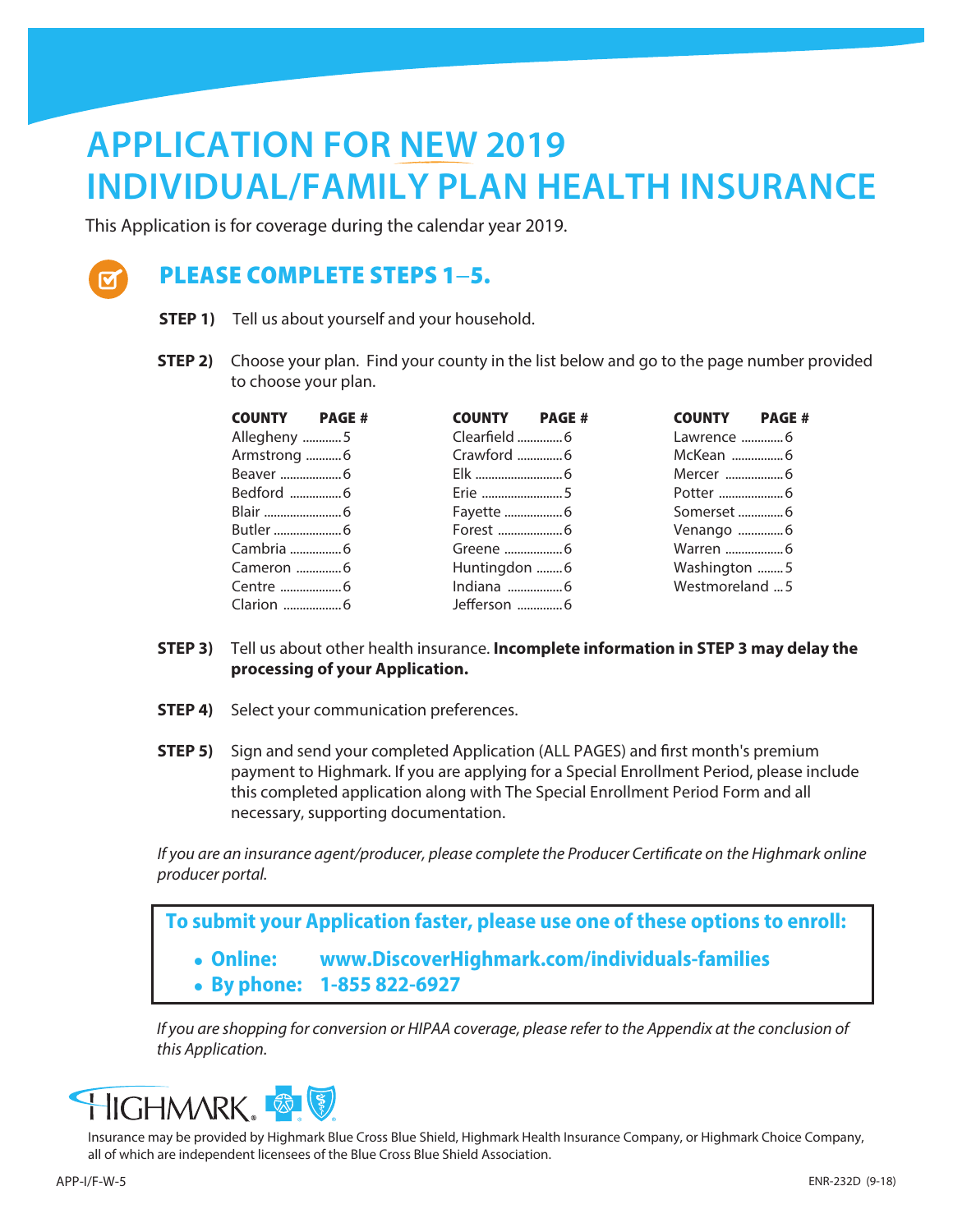# APPLICATION FOR NEW 2019 INDIVIDUAL/FAMILY PLAN HEALTH INSURANCE

This Application is for coverage during the calendar year 2019.

## PLEASE COMPLETE STEPS 1–5.

**STEP 1)** Tell us about yourself and your household.

**STEP 2)** Choose your plan. Find your county in the list below and go to the page number provided to choose your plan.

| COUNTY | PAGE # | COUNTY | PAGE # | COUNTY | PAGE # |
|---|---|---|---|---|---|
| Allegheny | 5 | Clearfield | 6 | Lawrence | 6 |
| Armstrong | 6 | Crawford | 6 | McKean | 6 |
| Beaver | 6 | Elk | 6 | Mercer | 6 |
| Bedford | 6 | Erie | 5 | Potter | 6 |
| Blair | 6 | Fayette | 6 | Somerset | 6 |
| Butler | 6 | Forest | 6 | Venango | 6 |
| Cambria | 6 | Greene | 6 | Warren | 6 |
| Cameron | 6 | Huntingdon | 6 | Washington | 5 |
| Centre | 6 | Indiana | 6 | Westmoreland | 5 |
| Clarion | 6 | Jefferson | 6 | | |

**STEP 3)** Tell us about other health insurance. **Incomplete information in STEP 3 may delay the processing of your Application.**

**STEP 4)** Select your communication preferences.

**STEP 5)** Sign and send your completed Application (ALL PAGES) and first month's premium payment to Highmark. If you are applying for a Special Enrollment Period, please include this completed application along with The Special Enrollment Period Form and all necessary, supporting documentation.

*If you are an insurance agent/producer, please complete the Producer Certificate on the Highmark online producer portal.*

**To submit your Application faster, please use one of these options to enroll:**

- **Online:** **www.DiscoverHighmark.com/individuals-families**
- **By phone:** **1-855 822-6927**

*If you are shopping for conversion or HIPAA coverage, please refer to the Appendix at the conclusion of this Application.*

HIGHMARK.

Insurance may be provided by Highmark Blue Cross Blue Shield, Highmark Health Insurance Company, or Highmark Choice Company, all of which are independent licensees of the Blue Cross Blue Shield Association.

APP-I/F-W-5

ENR-232D (9-18)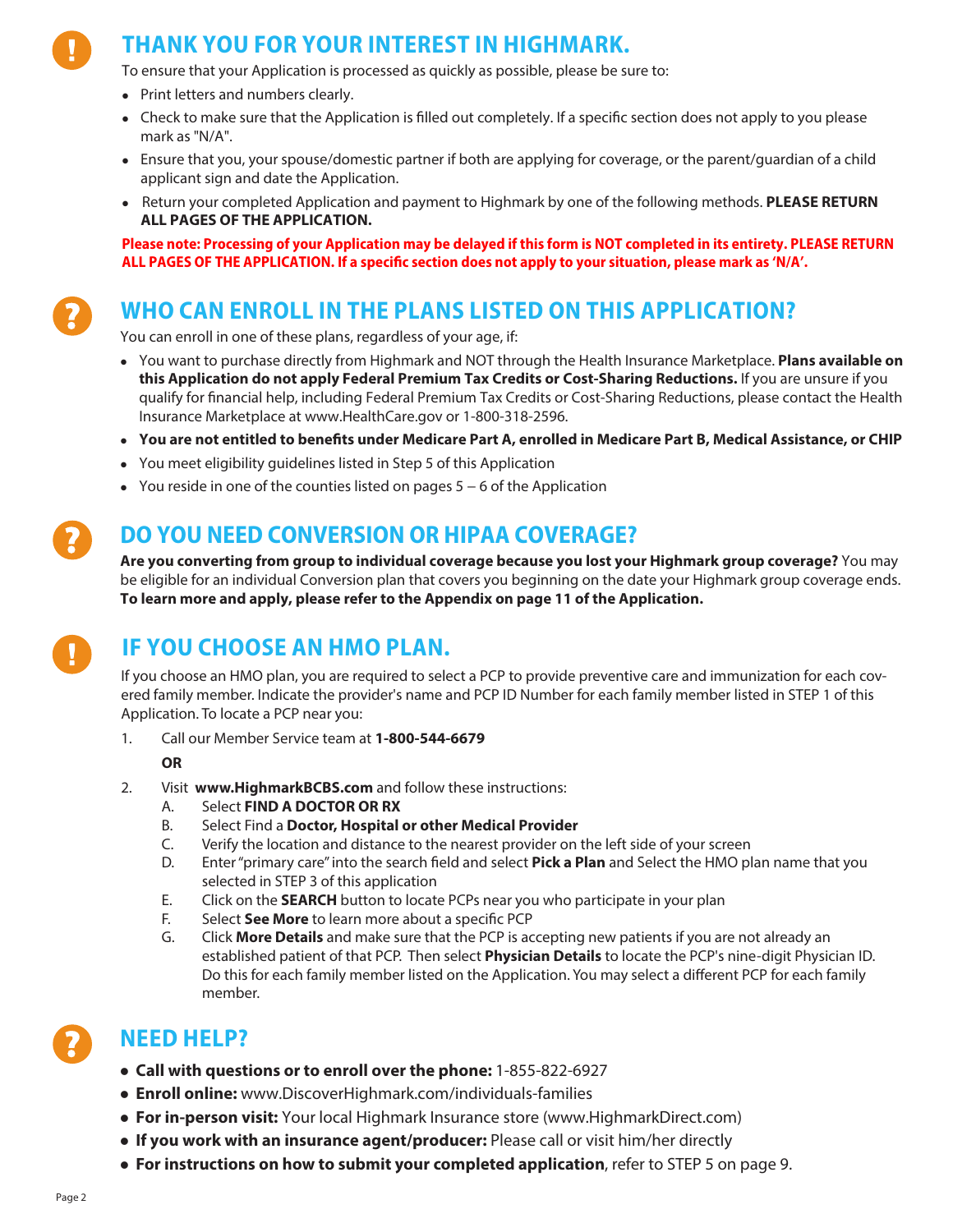## THANK YOU FOR YOUR INTEREST IN HIGHMARK.

To ensure that your Application is processed as quickly as possible, please be sure to:

- Print letters and numbers clearly.
- Check to make sure that the Application is filled out completely. If a specific section does not apply to you please mark as "N/A".
- Ensure that you, your spouse/domestic partner if both are applying for coverage, or the parent/guardian of a child applicant sign and date the Application.
- Return your completed Application and payment to Highmark by one of the following methods. **PLEASE RETURN ALL PAGES OF THE APPLICATION.**

**Please note: Processing of your Application may be delayed if this form is NOT completed in its entirety. PLEASE RETURN ALL PAGES OF THE APPLICATION. If a specific section does not apply to your situation, please mark as 'N/A'.**

## WHO CAN ENROLL IN THE PLANS LISTED ON THIS APPLICATION?

You can enroll in one of these plans, regardless of your age, if:

- You want to purchase directly from Highmark and NOT through the Health Insurance Marketplace. **Plans available on this Application do not apply Federal Premium Tax Credits or Cost-Sharing Reductions.** If you are unsure if you qualify for financial help, including Federal Premium Tax Credits or Cost-Sharing Reductions, please contact the Health Insurance Marketplace at www.HealthCare.gov or 1-800-318-2596.
- **You are not entitled to benefits under Medicare Part A, enrolled in Medicare Part B, Medical Assistance, or CHIP**
- You meet eligibility guidelines listed in Step 5 of this Application
- You reside in one of the counties listed on pages 5 – 6 of the Application

## DO YOU NEED CONVERSION OR HIPAA COVERAGE?

**Are you converting from group to individual coverage because you lost your Highmark group coverage?** You may be eligible for an individual Conversion plan that covers you beginning on the date your Highmark group coverage ends. **To learn more and apply, please refer to the Appendix on page 11 of the Application.**

## IF YOU CHOOSE AN HMO PLAN.

If you choose an HMO plan, you are required to select a PCP to provide preventive care and immunization for each covered family member. Indicate the provider's name and PCP ID Number for each family member listed in STEP 1 of this Application. To locate a PCP near you:

1. Call our Member Service team at **1-800-544-6679**

   **OR**

2. Visit **www.HighmarkBCBS.com** and follow these instructions:
   A. Select **FIND A DOCTOR OR RX**
   B. Select Find a **Doctor, Hospital or other Medical Provider**
   C. Verify the location and distance to the nearest provider on the left side of your screen
   D. Enter "primary care" into the search field and select **Pick a Plan** and Select the HMO plan name that you selected in STEP 3 of this application
   E. Click on the **SEARCH** button to locate PCPs near you who participate in your plan
   F. Select **See More** to learn more about a specific PCP
   G. Click **More Details** and make sure that the PCP is accepting new patients if you are not already an established patient of that PCP. Then select **Physician Details** to locate the PCP's nine-digit Physician ID. Do this for each family member listed on the Application. You may select a different PCP for each family member.

## NEED HELP?

- **Call with questions or to enroll over the phone:** 1-855-822-6927
- **Enroll online:** www.DiscoverHighmark.com/individuals-families
- **For in-person visit:** Your local Highmark Insurance store (www.HighmarkDirect.com)
- **If you work with an insurance agent/producer:** Please call or visit him/her directly
- **For instructions on how to submit your completed application**, refer to STEP 5 on page 9.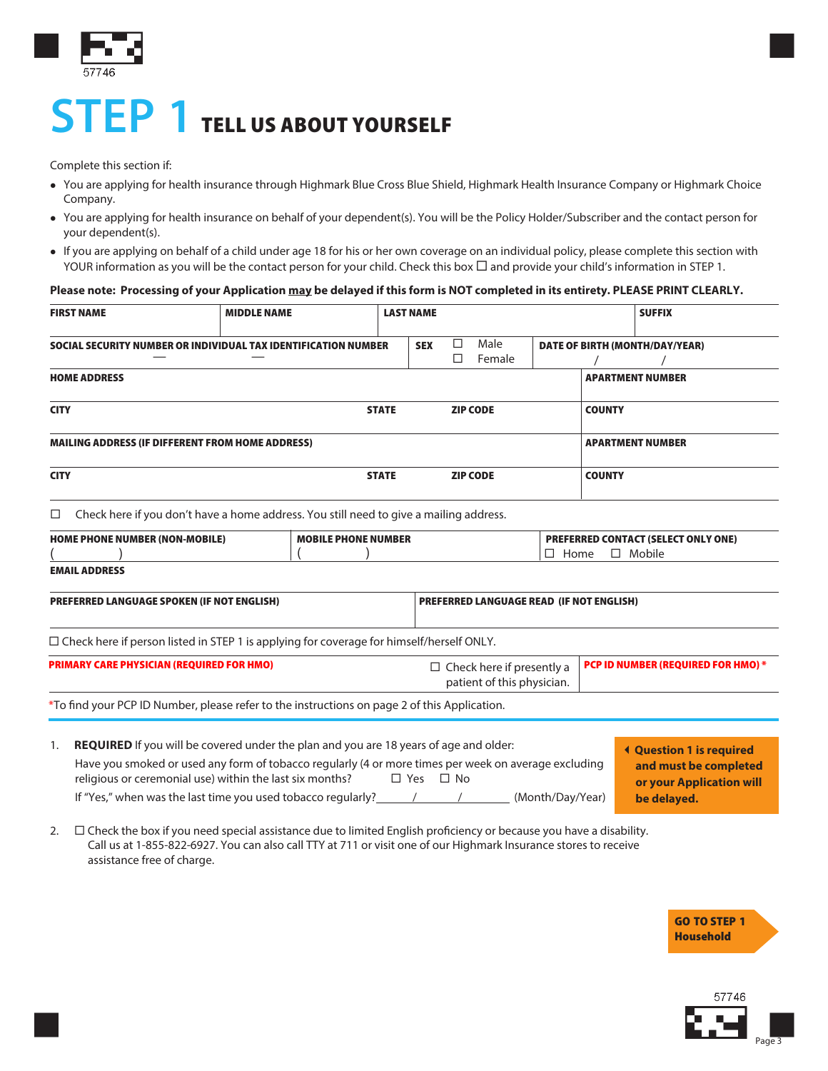# STEP 1 TELL US ABOUT YOURSELF

Complete this section if:

- You are applying for health insurance through Highmark Blue Cross Blue Shield, Highmark Health Insurance Company or Highmark Choice Company.
- You are applying for health insurance on behalf of your dependent(s). You will be the Policy Holder/Subscriber and the contact person for your dependent(s).
- If you are applying on behalf of a child under age 18 for his or her own coverage on an individual policy, please complete this section with YOUR information as you will be the contact person for your child. Check this box ☐ and provide your child's information in STEP 1.

**Please note: Processing of your Application may be delayed if this form is NOT completed in its entirety. PLEASE PRINT CLEARLY.**

| FIRST NAME | MIDDLE NAME | LAST NAME | SUFFIX |
|---|---|---|---|
| | | | |

| SOCIAL SECURITY NUMBER OR INDIVIDUAL TAX IDENTIFICATION NUMBER | SEX | DATE OF BIRTH (MONTH/DAY/YEAR) |
|---|---|---|
| — — | ☐ Male ☐ Female | / / |

| HOME ADDRESS | | | APARTMENT NUMBER |
|---|---|---|---|
| **CITY** | **STATE** | **ZIP CODE** | **COUNTY** |
| **MAILING ADDRESS (IF DIFFERENT FROM HOME ADDRESS)** | | | **APARTMENT NUMBER** |
| **CITY** | **STATE** | **ZIP CODE** | **COUNTY** |

☐ Check here if you don't have a home address. You still need to give a mailing address.

| HOME PHONE NUMBER (NON-MOBILE) | MOBILE PHONE NUMBER | PREFERRED CONTACT (SELECT ONLY ONE) |
|---|---|---|
| ( ) | ( ) | ☐ Home ☐ Mobile |

| EMAIL ADDRESS | |
|---|---|
| **PREFERRED LANGUAGE SPOKEN (IF NOT ENGLISH)** | **PREFERRED LANGUAGE READ (IF NOT ENGLISH)** |

☐ Check here if person listed in STEP 1 is applying for coverage for himself/herself ONLY.

| PRIMARY CARE PHYSICIAN (REQUIRED FOR HMO) | ☐ Check here if presently a patient of this physician. | PCP ID NUMBER (REQUIRED FOR HMO) * |
|---|---|---|
| | | |

*To find your PCP ID Number, please refer to the instructions on page 2 of this Application.

1. **REQUIRED** If you will be covered under the plan and you are 18 years of age and older:
   Have you smoked or used any form of tobacco regularly (4 or more times per week on average excluding religious or ceremonial use) within the last six months? ☐ Yes ☐ No
   If "Yes," when was the last time you used tobacco regularly?\_\_\_\_\_\_/\_\_\_\_\_\_/\_\_\_\_\_\_ (Month/Day/Year)

   **Question 1 is required and must be completed or your Application will be delayed.**

2. ☐ Check the box if you need special assistance due to limited English proficiency or because you have a disability. Call us at 1-855-822-6927. You can also call TTY at 711 or visit one of our Highmark Insurance stores to receive assistance free of charge.

**GO TO STEP 1 Household**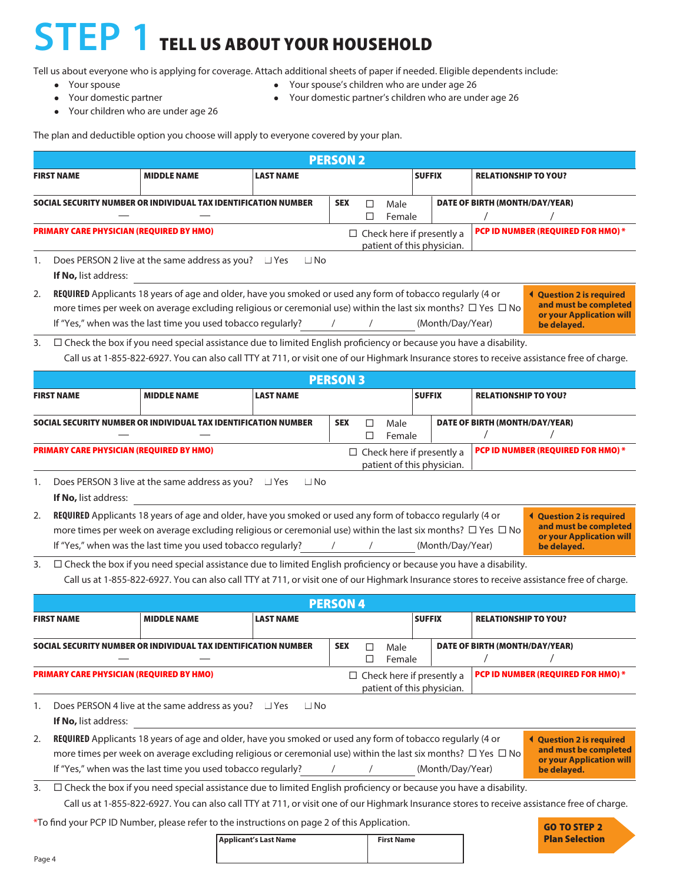# STEP 1 TELL US ABOUT YOUR HOUSEHOLD

Tell us about everyone who is applying for coverage. Attach additional sheets of paper if needed. Eligible dependents include:

- Your spouse
- Your domestic partner
- Your children who are under age 26
- Your spouse's children who are under age 26
- Your domestic partner's children who are under age 26

The plan and deductible option you choose will apply to everyone covered by your plan.

## PERSON 2

| FIRST NAME | MIDDLE NAME | LAST NAME | SUFFIX | RELATIONSHIP TO YOU? |
|---|---|---|---|---|
| | | | | |

| SOCIAL SECURITY NUMBER OR INDIVIDUAL TAX IDENTIFICATION NUMBER | SEX | DATE OF BIRTH (MONTH/DAY/YEAR) |
|---|---|---|
| — — | ☐ Male ☐ Female | / / |

| PRIMARY CARE PHYSICIAN (REQUIRED BY HMO) | | PCP ID NUMBER (REQUIRED FOR HMO) * |
|---|---|---|
| | ☐ Check here if presently a patient of this physician. | |

1. Does PERSON 2 live at the same address as you? ☐ Yes ☐ No
   **If No,** list address: ____________________
2. **REQUIRED** Applicants 18 years of age and older, have you smoked or used any form of tobacco regularly (4 or more times per week on average excluding religious or ceremonial use) within the last six months? ☐ Yes ☐ No
   If "Yes," when was the last time you used tobacco regularly? ____/____/____ (Month/Day/Year)

   **◂ Question 2 is required and must be completed or your Application will be delayed.**
3. ☐ Check the box if you need special assistance due to limited English proficiency or because you have a disability.
   Call us at 1-855-822-6927. You can also call TTY at 711, or visit one of our Highmark Insurance stores to receive assistance free of charge.

## PERSON 3

| FIRST NAME | MIDDLE NAME | LAST NAME | SUFFIX | RELATIONSHIP TO YOU? |
|---|---|---|---|---|
| | | | | |

| SOCIAL SECURITY NUMBER OR INDIVIDUAL TAX IDENTIFICATION NUMBER | SEX | DATE OF BIRTH (MONTH/DAY/YEAR) |
|---|---|---|
| — — | ☐ Male ☐ Female | / / |

| PRIMARY CARE PHYSICIAN (REQUIRED BY HMO) | | PCP ID NUMBER (REQUIRED FOR HMO) * |
|---|---|---|
| | ☐ Check here if presently a patient of this physician. | |

1. Does PERSON 3 live at the same address as you? ☐ Yes ☐ No
   **If No,** list address: ____________________
2. **REQUIRED** Applicants 18 years of age and older, have you smoked or used any form of tobacco regularly (4 or more times per week on average excluding religious or ceremonial use) within the last six months? ☐ Yes ☐ No
   If "Yes," when was the last time you used tobacco regularly? ____/____/____ (Month/Day/Year)

   **◂ Question 2 is required and must be completed or your Application will be delayed.**
3. ☐ Check the box if you need special assistance due to limited English proficiency or because you have a disability.
   Call us at 1-855-822-6927. You can also call TTY at 711, or visit one of our Highmark Insurance stores to receive assistance free of charge.

## PERSON 4

| FIRST NAME | MIDDLE NAME | LAST NAME | SUFFIX | RELATIONSHIP TO YOU? |
|---|---|---|---|---|
| | | | | |

| SOCIAL SECURITY NUMBER OR INDIVIDUAL TAX IDENTIFICATION NUMBER | SEX | DATE OF BIRTH (MONTH/DAY/YEAR) |
|---|---|---|
| — — | ☐ Male ☐ Female | / / |

| PRIMARY CARE PHYSICIAN (REQUIRED BY HMO) | | PCP ID NUMBER (REQUIRED FOR HMO) * |
|---|---|---|
| | ☐ Check here if presently a patient of this physician. | |

1. Does PERSON 4 live at the same address as you? ☐ Yes ☐ No
   **If No,** list address: ____________________
2. **REQUIRED** Applicants 18 years of age and older, have you smoked or used any form of tobacco regularly (4 or more times per week on average excluding religious or ceremonial use) within the last six months? ☐ Yes ☐ No
   If "Yes," when was the last time you used tobacco regularly? ____/____/____ (Month/Day/Year)

   **◂ Question 2 is required and must be completed or your Application will be delayed.**
3. ☐ Check the box if you need special assistance due to limited English proficiency or because you have a disability.
   Call us at 1-855-822-6927. You can also call TTY at 711, or visit one of our Highmark Insurance stores to receive assistance free of charge.

*To find your PCP ID Number, please refer to the instructions on page 2 of this Application.

| Applicant's Last Name | First Name |
|---|---|
| | |

**GO TO STEP 2 Plan Selection**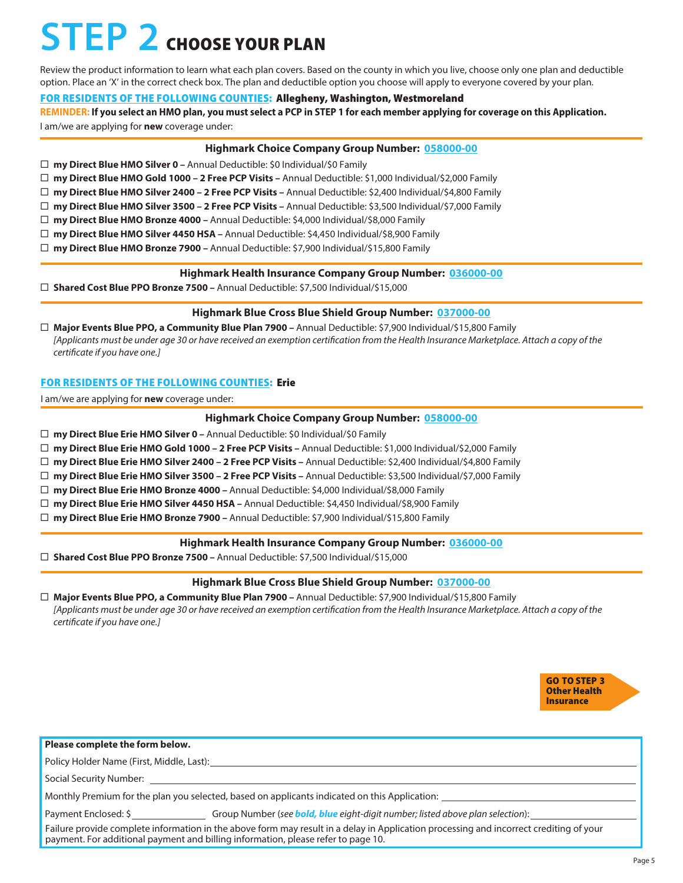# STEP 2 CHOOSE YOUR PLAN

Review the product information to learn what each plan covers. Based on the county in which you live, choose only one plan and deductible option. Place an 'X' in the correct check box. The plan and deductible option you choose will apply to everyone covered by your plan.

**FOR RESIDENTS OF THE FOLLOWING COUNTIES: Allegheny, Washington, Westmoreland**

**REMINDER: If you select an HMO plan, you must select a PCP in STEP 1 for each member applying for coverage on this Application.**

I am/we are applying for **new** coverage under:

### Highmark Choice Company Group Number: 058000-00

- ☐ **my Direct Blue HMO Silver 0 –** Annual Deductible: $0 Individual/$0 Family
- ☐ **my Direct Blue HMO Gold 1000 – 2 Free PCP Visits –** Annual Deductible: $1,000 Individual/$2,000 Family
- ☐ **my Direct Blue HMO Silver 2400 – 2 Free PCP Visits –** Annual Deductible: $2,400 Individual/$4,800 Family
- ☐ **my Direct Blue HMO Silver 3500 – 2 Free PCP Visits –** Annual Deductible: $3,500 Individual/$7,000 Family
- ☐ **my Direct Blue HMO Bronze 4000 –** Annual Deductible: $4,000 Individual/$8,000 Family
- ☐ **my Direct Blue HMO Silver 4450 HSA –** Annual Deductible: $4,450 Individual/$8,900 Family
- ☐ **my Direct Blue HMO Bronze 7900 –** Annual Deductible: $7,900 Individual/$15,800 Family

### Highmark Health Insurance Company Group Number: 036000-00

- ☐ **Shared Cost Blue PPO Bronze 7500 –** Annual Deductible: $7,500 Individual/$15,000

### Highmark Blue Cross Blue Shield Group Number: 037000-00

- ☐ **Major Events Blue PPO, a Community Blue Plan 7900 –** Annual Deductible: $7,900 Individual/$15,800 Family
  *[Applicants must be under age 30 or have received an exemption certification from the Health Insurance Marketplace. Attach a copy of the certificate if you have one.]*

**FOR RESIDENTS OF THE FOLLOWING COUNTIES: Erie**

I am/we are applying for **new** coverage under:

### Highmark Choice Company Group Number: 058000-00

- ☐ **my Direct Blue Erie HMO Silver 0 –** Annual Deductible: $0 Individual/$0 Family
- ☐ **my Direct Blue Erie HMO Gold 1000 – 2 Free PCP Visits –** Annual Deductible: $1,000 Individual/$2,000 Family
- ☐ **my Direct Blue Erie HMO Silver 2400 – 2 Free PCP Visits –** Annual Deductible: $2,400 Individual/$4,800 Family
- ☐ **my Direct Blue Erie HMO Silver 3500 – 2 Free PCP Visits –** Annual Deductible: $3,500 Individual/$7,000 Family
- ☐ **my Direct Blue Erie HMO Bronze 4000 –** Annual Deductible: $4,000 Individual/$8,000 Family
- ☐ **my Direct Blue Erie HMO Silver 4450 HSA –** Annual Deductible: $4,450 Individual/$8,900 Family
- ☐ **my Direct Blue Erie HMO Bronze 7900 –** Annual Deductible: $7,900 Individual/$15,800 Family

### Highmark Health Insurance Company Group Number: 036000-00

- ☐ **Shared Cost Blue PPO Bronze 7500 –** Annual Deductible: $7,500 Individual/$15,000

### Highmark Blue Cross Blue Shield Group Number: 037000-00

- ☐ **Major Events Blue PPO, a Community Blue Plan 7900 –** Annual Deductible: $7,900 Individual/$15,800 Family
  *[Applicants must be under age 30 or have received an exemption certification from the Health Insurance Marketplace. Attach a copy of the certificate if you have one.]*

**GO TO STEP 3 Other Health Insurance**

**Please complete the form below.**

Policy Holder Name (First, Middle, Last): ______________________________

Social Security Number: ______________________________

Monthly Premium for the plan you selected, based on applicants indicated on this Application: ______________________________

Payment Enclosed: $ ____________ Group Number (*see **bold, blue** eight-digit number; listed above plan selection*): ______________________________

Failure provide complete information in the above form may result in a delay in Application processing and incorrect crediting of your payment. For additional payment and billing information, please refer to page 10.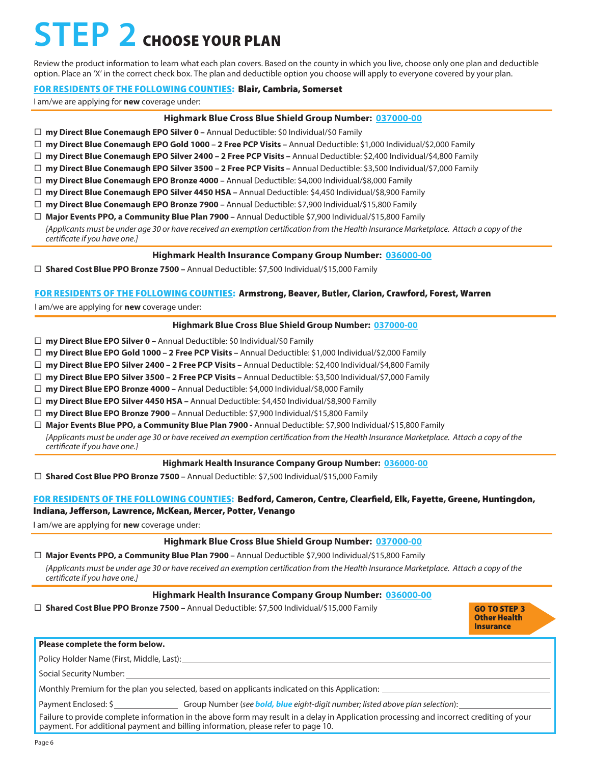# STEP 2 CHOOSE YOUR PLAN

Review the product information to learn what each plan covers. Based on the county in which you live, choose only one plan and deductible option. Place an 'X' in the correct check box. The plan and deductible option you choose will apply to everyone covered by your plan.

**FOR RESIDENTS OF THE FOLLOWING COUNTIES: Blair, Cambria, Somerset**

I am/we are applying for **new** coverage under:

**Highmark Blue Cross Blue Shield Group Number: 037000-00**

- ☐ **my Direct Blue Conemaugh EPO Silver 0 –** Annual Deductible: $0 Individual/$0 Family
- ☐ **my Direct Blue Conemaugh EPO Gold 1000 – 2 Free PCP Visits –** Annual Deductible: $1,000 Individual/$2,000 Family
- ☐ **my Direct Blue Conemaugh EPO Silver 2400 – 2 Free PCP Visits –** Annual Deductible: $2,400 Individual/$4,800 Family
- ☐ **my Direct Blue Conemaugh EPO Silver 3500 – 2 Free PCP Visits –** Annual Deductible: $3,500 Individual/$7,000 Family
- ☐ **my Direct Blue Conemaugh EPO Bronze 4000 –** Annual Deductible: $4,000 Individual/$8,000 Family
- ☐ **my Direct Blue Conemaugh EPO Silver 4450 HSA –** Annual Deductible: $4,450 Individual/$8,900 Family
- ☐ **my Direct Blue Conemaugh EPO Bronze 7900 –** Annual Deductible: $7,900 Individual/$15,800 Family
- ☐ **Major Events PPO, a Community Blue Plan 7900 –** Annual Deductible $7,900 Individual/$15,800 Family

  *[Applicants must be under age 30 or have received an exemption certification from the Health Insurance Marketplace. Attach a copy of the certificate if you have one.]*

**Highmark Health Insurance Company Group Number: 036000-00**

- ☐ **Shared Cost Blue PPO Bronze 7500 –** Annual Deductible: $7,500 Individual/$15,000 Family

**FOR RESIDENTS OF THE FOLLOWING COUNTIES: Armstrong, Beaver, Butler, Clarion, Crawford, Forest, Warren**

I am/we are applying for **new** coverage under:

**Highmark Blue Cross Blue Shield Group Number: 037000-00**

- ☐ **my Direct Blue EPO Silver 0 –** Annual Deductible: $0 Individual/$0 Family
- ☐ **my Direct Blue EPO Gold 1000 – 2 Free PCP Visits –** Annual Deductible: $1,000 Individual/$2,000 Family
- ☐ **my Direct Blue EPO Silver 2400 – 2 Free PCP Visits –** Annual Deductible: $2,400 Individual/$4,800 Family
- ☐ **my Direct Blue EPO Silver 3500 – 2 Free PCP Visits –** Annual Deductible: $3,500 Individual/$7,000 Family
- ☐ **my Direct Blue EPO Bronze 4000 –** Annual Deductible: $4,000 Individual/$8,000 Family
- ☐ **my Direct Blue EPO Silver 4450 HSA –** Annual Deductible: $4,450 Individual/$8,900 Family
- ☐ **my Direct Blue EPO Bronze 7900 –** Annual Deductible: $7,900 Individual/$15,800 Family
- ☐ **Major Events Blue PPO, a Community Blue Plan 7900 -** Annual Deductible: $7,900 Individual/$15,800 Family

  *[Applicants must be under age 30 or have received an exemption certification from the Health Insurance Marketplace. Attach a copy of the certificate if you have one.]*

**Highmark Health Insurance Company Group Number: 036000-00**

- ☐ **Shared Cost Blue PPO Bronze 7500 –** Annual Deductible: $7,500 Individual/$15,000 Family

**FOR RESIDENTS OF THE FOLLOWING COUNTIES: Bedford, Cameron, Centre, Clearfield, Elk, Fayette, Greene, Huntingdon, Indiana, Jefferson, Lawrence, McKean, Mercer, Potter, Venango**

I am/we are applying for **new** coverage under:

**Highmark Blue Cross Blue Shield Group Number: 037000-00**

- ☐ **Major Events PPO, a Community Blue Plan 7900 –** Annual Deductible $7,900 Individual/$15,800 Family

  *[Applicants must be under age 30 or have received an exemption certification from the Health Insurance Marketplace. Attach a copy of the certificate if you have one.]*

**Highmark Health Insurance Company Group Number: 036000-00**

- ☐ **Shared Cost Blue PPO Bronze 7500 –** Annual Deductible: $7,500 Individual/$15,000 Family

**GO TO STEP 3 Other Health Insurance**

**Please complete the form below.**

Policy Holder Name (First, Middle, Last): ____________________

Social Security Number: ____________________

Monthly Premium for the plan you selected, based on applicants indicated on this Application: ____________________

Payment Enclosed: $ __________ Group Number (*see **bold, blue** eight-digit number; listed above plan selection*): ____________________

Failure to provide complete information in the above form may result in a delay in Application processing and incorrect crediting of your payment. For additional payment and billing information, please refer to page 10.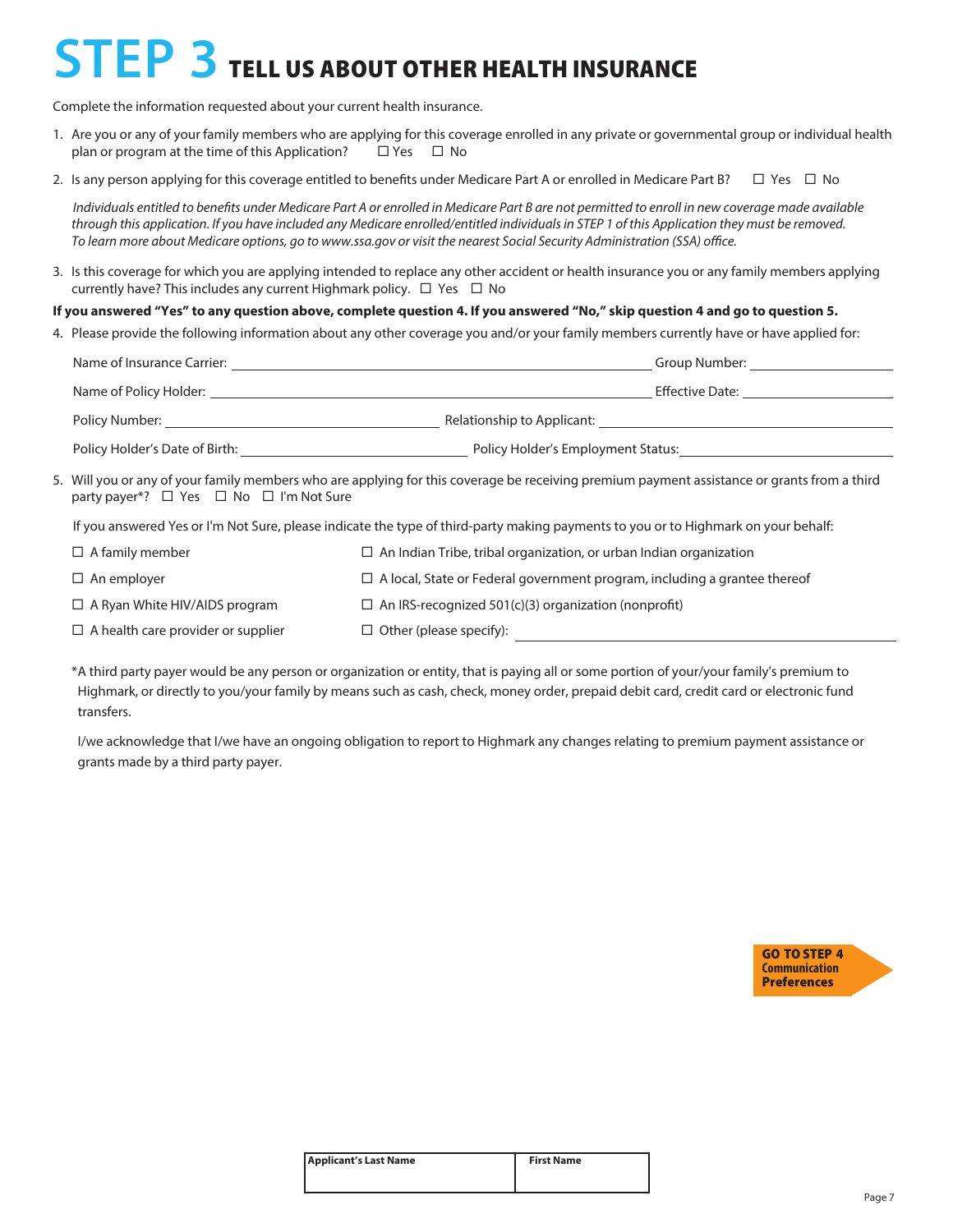# STEP 3 TELL US ABOUT OTHER HEALTH INSURANCE

Complete the information requested about your current health insurance.

1. Are you or any of your family members who are applying for this coverage enrolled in any private or governmental group or individual health plan or program at the time of this Application? ☐ Yes ☐ No

2. Is any person applying for this coverage entitled to benefits under Medicare Part A or enrolled in Medicare Part B? ☐ Yes ☐ No

   *Individuals entitled to benefits under Medicare Part A or enrolled in Medicare Part B are not permitted to enroll in new coverage made available through this application. If you have included any Medicare enrolled/entitled individuals in STEP 1 of this Application they must be removed. To learn more about Medicare options, go to www.ssa.gov or visit the nearest Social Security Administration (SSA) office.*

3. Is this coverage for which you are applying intended to replace any other accident or health insurance you or any family members applying currently have? This includes any current Highmark policy. ☐ Yes ☐ No

**If you answered "Yes" to any question above, complete question 4. If you answered "No," skip question 4 and go to question 5.**

4. Please provide the following information about any other coverage you and/or your family members currently have or have applied for:

   Name of Insurance Carrier: ______________________ Group Number: ______________

   Name of Policy Holder: ______________________ Effective Date: ______________

   Policy Number: ______________________ Relationship to Applicant: ______________

   Policy Holder's Date of Birth: ______________________ Policy Holder's Employment Status: ______________

5. Will you or any of your family members who are applying for this coverage be receiving premium payment assistance or grants from a third party payer*? ☐ Yes ☐ No ☐ I'm Not Sure

   If you answered Yes or I'm Not Sure, please indicate the type of third-party making payments to you or to Highmark on your behalf:

   ☐ A family member

   ☐ An employer

   ☐ A Ryan White HIV/AIDS program

   ☐ A health care provider or supplier

   ☐ An Indian Tribe, tribal organization, or urban Indian organization

   ☐ A local, State or Federal government program, including a grantee thereof

   ☐ An IRS-recognized 501(c)(3) organization (nonprofit)

   ☐ Other (please specify): ______________________

   *A third party payer would be any person or organization or entity, that is paying all or some portion of your/your family's premium to Highmark, or directly to you/your family by means such as cash, check, money order, prepaid debit card, credit card or electronic fund transfers.

   I/we acknowledge that I/we have an ongoing obligation to report to Highmark any changes relating to premium payment assistance or grants made by a third party payer.

**GO TO STEP 4 Communication Preferences**

| Applicant's Last Name | First Name |
|---|---|
| | |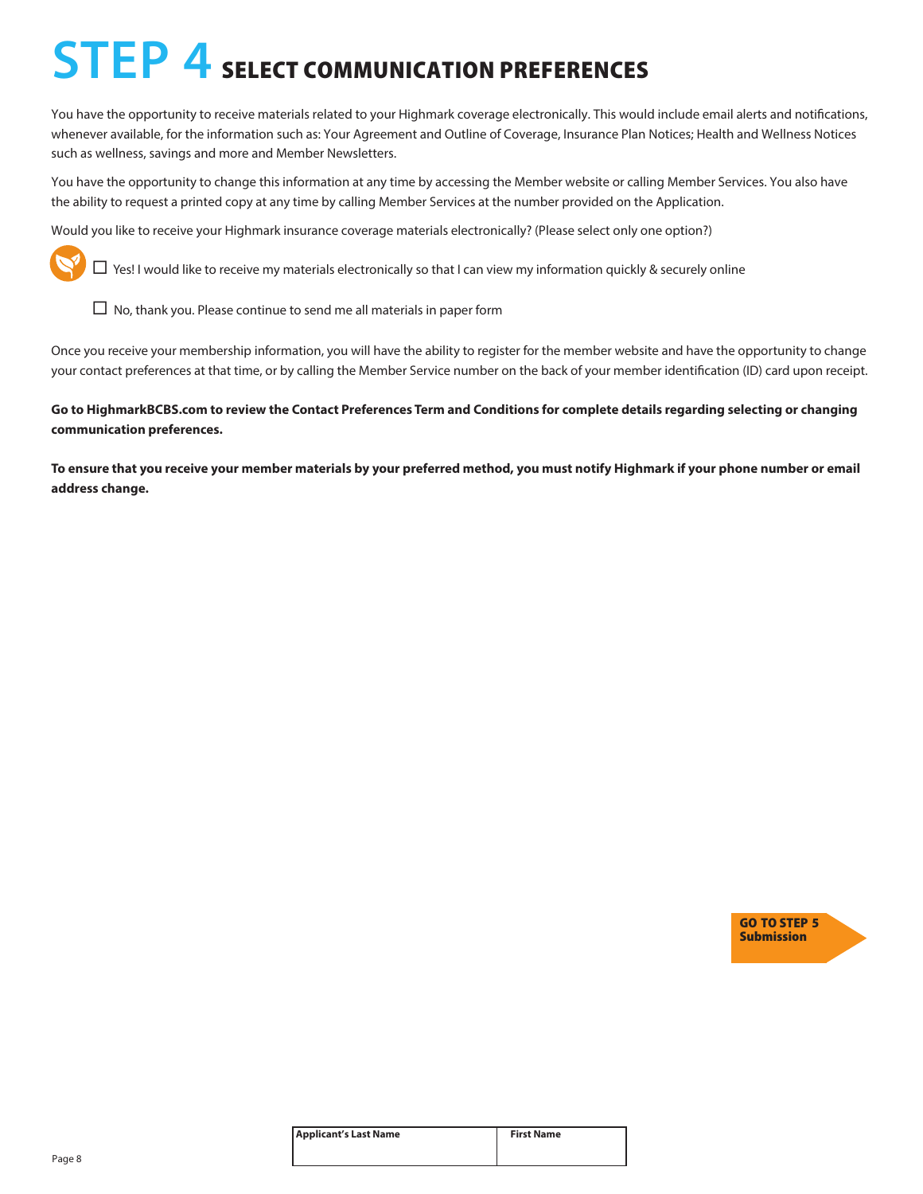# STEP 4 SELECT COMMUNICATION PREFERENCES

You have the opportunity to receive materials related to your Highmark coverage electronically. This would include email alerts and notifications, whenever available, for the information such as: Your Agreement and Outline of Coverage, Insurance Plan Notices; Health and Wellness Notices such as wellness, savings and more and Member Newsletters.

You have the opportunity to change this information at any time by accessing the Member website or calling Member Services. You also have the ability to request a printed copy at any time by calling Member Services at the number provided on the Application.

Would you like to receive your Highmark insurance coverage materials electronically? (Please select only one option?)

- ☐ Yes! I would like to receive my materials electronically so that I can view my information quickly & securely online
- ☐ No, thank you. Please continue to send me all materials in paper form

Once you receive your membership information, you will have the ability to register for the member website and have the opportunity to change your contact preferences at that time, or by calling the Member Service number on the back of your member identification (ID) card upon receipt.

**Go to HighmarkBCBS.com to review the Contact Preferences Term and Conditions for complete details regarding selecting or changing communication preferences.**

**To ensure that you receive your member materials by your preferred method, you must notify Highmark if your phone number or email address change.**

**GO TO STEP 5 Submission**

| Applicant's Last Name | First Name |
|---|---|
| | |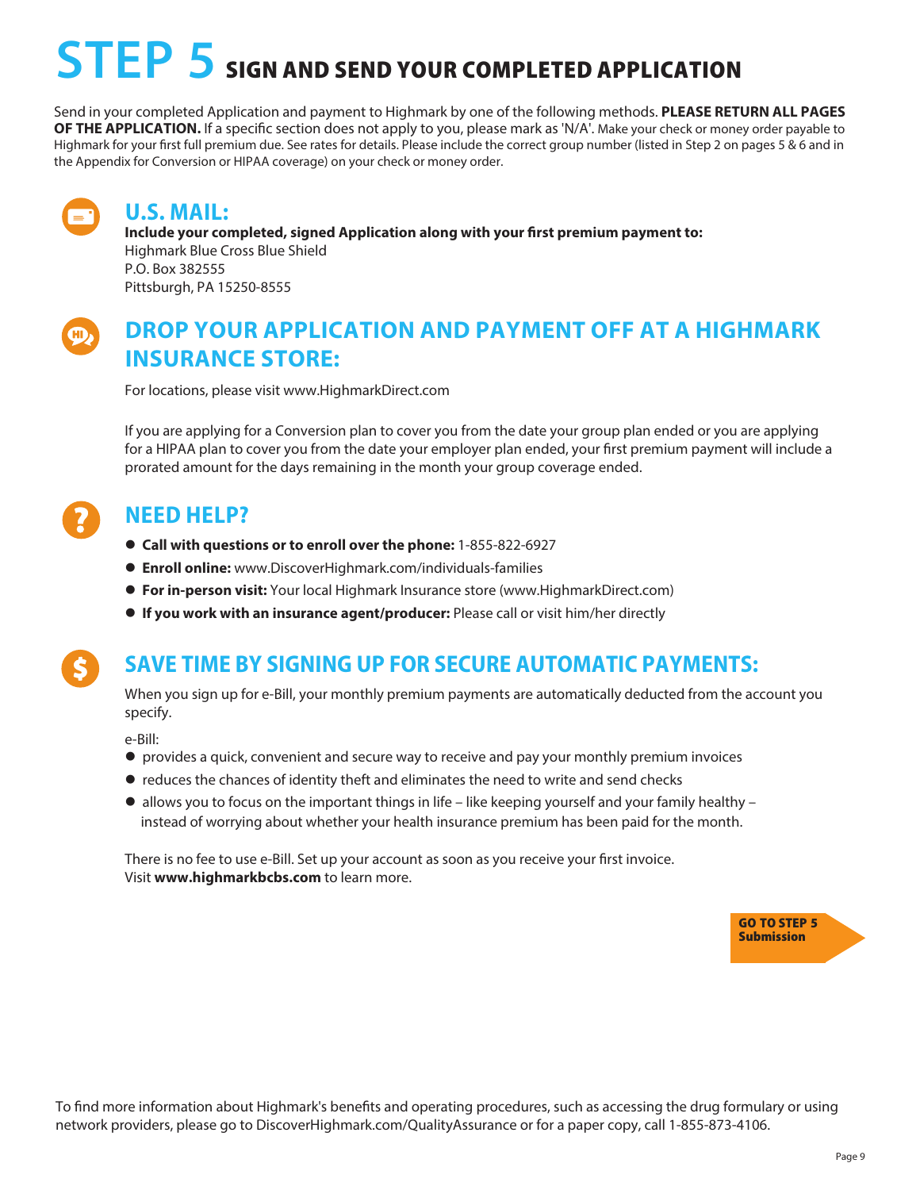# STEP 5 SIGN AND SEND YOUR COMPLETED APPLICATION

Send in your completed Application and payment to Highmark by one of the following methods. **PLEASE RETURN ALL PAGES OF THE APPLICATION.** If a specific section does not apply to you, please mark as 'N/A'. Make your check or money order payable to Highmark for your first full premium due. See rates for details. Please include the correct group number (listed in Step 2 on pages 5 & 6 and in the Appendix for Conversion or HIPAA coverage) on your check or money order.

## U.S. MAIL:

**Include your completed, signed Application along with your first premium payment to:**
Highmark Blue Cross Blue Shield
P.O. Box 382555
Pittsburgh, PA 15250-8555

## DROP YOUR APPLICATION AND PAYMENT OFF AT A HIGHMARK INSURANCE STORE:

For locations, please visit www.HighmarkDirect.com

If you are applying for a Conversion plan to cover you from the date your group plan ended or you are applying for a HIPAA plan to cover you from the date your employer plan ended, your first premium payment will include a prorated amount for the days remaining in the month your group coverage ended.

## NEED HELP?

- **Call with questions or to enroll over the phone:** 1-855-822-6927
- **Enroll online:** www.DiscoverHighmark.com/individuals-families
- **For in-person visit:** Your local Highmark Insurance store (www.HighmarkDirect.com)
- **If you work with an insurance agent/producer:** Please call or visit him/her directly

## SAVE TIME BY SIGNING UP FOR SECURE AUTOMATIC PAYMENTS:

When you sign up for e-Bill, your monthly premium payments are automatically deducted from the account you specify.

e-Bill:

- provides a quick, convenient and secure way to receive and pay your monthly premium invoices
- reduces the chances of identity theft and eliminates the need to write and send checks
- allows you to focus on the important things in life – like keeping yourself and your family healthy – instead of worrying about whether your health insurance premium has been paid for the month.

There is no fee to use e-Bill. Set up your account as soon as you receive your first invoice.
Visit **www.highmarkbcbs.com** to learn more.

**GO TO STEP 5 Submission**

To find more information about Highmark's benefits and operating procedures, such as accessing the drug formulary or using network providers, please go to DiscoverHighmark.com/QualityAssurance or for a paper copy, call 1-855-873-4106.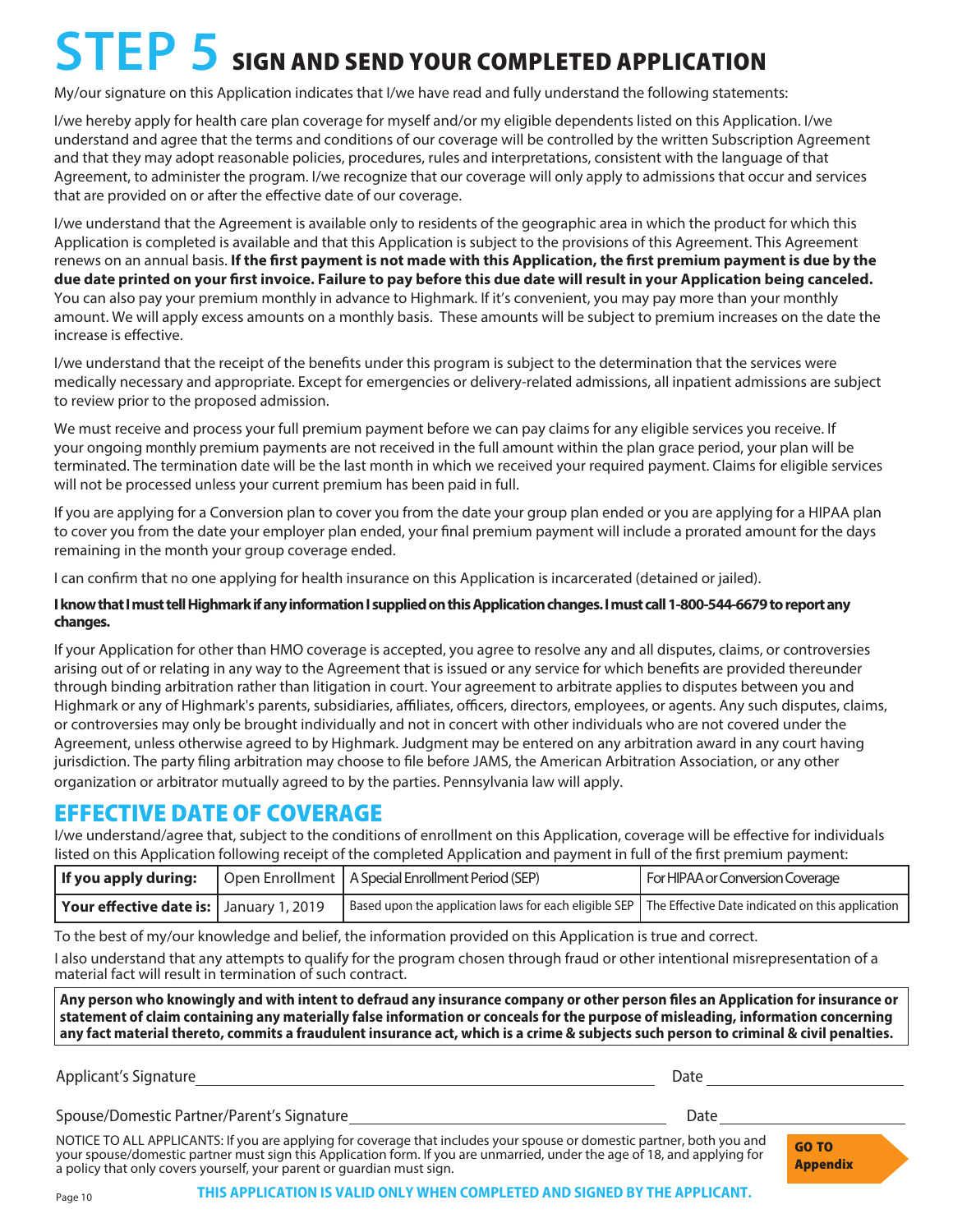# STEP 5 SIGN AND SEND YOUR COMPLETED APPLICATION

My/our signature on this Application indicates that I/we have read and fully understand the following statements:

I/we hereby apply for health care plan coverage for myself and/or my eligible dependents listed on this Application. I/we understand and agree that the terms and conditions of our coverage will be controlled by the written Subscription Agreement and that they may adopt reasonable policies, procedures, rules and interpretations, consistent with the language of that Agreement, to administer the program. I/we recognize that our coverage will only apply to admissions that occur and services that are provided on or after the effective date of our coverage.

I/we understand that the Agreement is available only to residents of the geographic area in which the product for which this Application is completed is available and that this Application is subject to the provisions of this Agreement. This Agreement renews on an annual basis. **If the first payment is not made with this Application, the first premium payment is due by the due date printed on your first invoice. Failure to pay before this due date will result in your Application being canceled.** You can also pay your premium monthly in advance to Highmark. If it's convenient, you may pay more than your monthly amount. We will apply excess amounts on a monthly basis. These amounts will be subject to premium increases on the date the increase is effective.

I/we understand that the receipt of the benefits under this program is subject to the determination that the services were medically necessary and appropriate. Except for emergencies or delivery-related admissions, all inpatient admissions are subject to review prior to the proposed admission.

We must receive and process your full premium payment before we can pay claims for any eligible services you receive. If your ongoing monthly premium payments are not received in the full amount within the plan grace period, your plan will be terminated. The termination date will be the last month in which we received your required payment. Claims for eligible services will not be processed unless your current premium has been paid in full.

If you are applying for a Conversion plan to cover you from the date your group plan ended or you are applying for a HIPAA plan to cover you from the date your employer plan ended, your final premium payment will include a prorated amount for the days remaining in the month your group coverage ended.

I can confirm that no one applying for health insurance on this Application is incarcerated (detained or jailed).

**I know that I must tell Highmark if any information I supplied on this Application changes. I must call 1-800-544-6679 to report any changes.**

If your Application for other than HMO coverage is accepted, you agree to resolve any and all disputes, claims, or controversies arising out of or relating in any way to the Agreement that is issued or any service for which benefits are provided thereunder through binding arbitration rather than litigation in court. Your agreement to arbitrate applies to disputes between you and Highmark or any of Highmark's parents, subsidiaries, affiliates, officers, directors, employees, or agents. Any such disputes, claims, or controversies may only be brought individually and not in concert with other individuals who are not covered under the Agreement, unless otherwise agreed to by Highmark. Judgment may be entered on any arbitration award in any court having jurisdiction. The party filing arbitration may choose to file before JAMS, the American Arbitration Association, or any other organization or arbitrator mutually agreed to by the parties. Pennsylvania law will apply.

## EFFECTIVE DATE OF COVERAGE

I/we understand/agree that, subject to the conditions of enrollment on this Application, coverage will be effective for individuals listed on this Application following receipt of the completed Application and payment in full of the first premium payment:

| **If you apply during:** | Open Enrollment | A Special Enrollment Period (SEP) | For HIPAA or Conversion Coverage |
|---|---|---|---|
| **Your effective date is:** | January 1, 2019 | Based upon the application laws for each eligible SEP | The Effective Date indicated on this application |

To the best of my/our knowledge and belief, the information provided on this Application is true and correct.

I also understand that any attempts to qualify for the program chosen through fraud or other intentional misrepresentation of a material fact will result in termination of such contract.

**Any person who knowingly and with intent to defraud any insurance company or other person files an Application for insurance or statement of claim containing any materially false information or conceals for the purpose of misleading, information concerning any fact material thereto, commits a fraudulent insurance act, which is a crime & subjects such person to criminal & civil penalties.**

Applicant's Signature ______________________________ Date ______________

Spouse/Domestic Partner/Parent's Signature ______________________________ Date ______________

NOTICE TO ALL APPLICANTS: If you are applying for coverage that includes your spouse or domestic partner, both you and your spouse/domestic partner must sign this Application form. If you are unmarried, under the age of 18, and applying for a policy that only covers yourself, your parent or guardian must sign.

**GO TO Appendix**

**THIS APPLICATION IS VALID ONLY WHEN COMPLETED AND SIGNED BY THE APPLICANT.**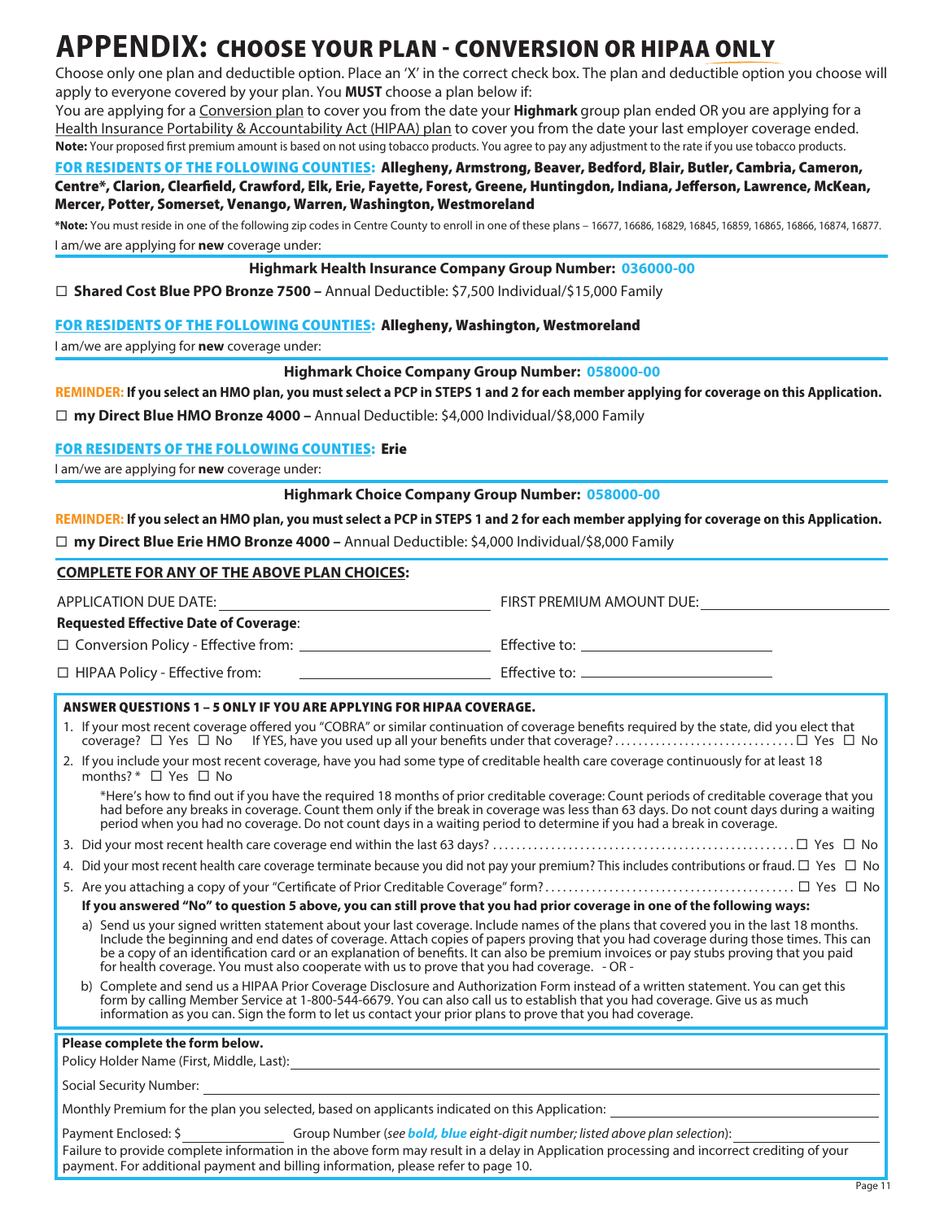# APPENDIX: CHOOSE YOUR PLAN - CONVERSION OR HIPAA ONLY

Choose only one plan and deductible option. Place an 'X' in the correct check box. The plan and deductible option you choose will apply to everyone covered by your plan. You **MUST** choose a plan below if:

You are applying for a Conversion plan to cover you from the date your **Highmark** group plan ended OR you are applying for a Health Insurance Portability & Accountability Act (HIPAA) plan to cover you from the date your last employer coverage ended.

**Note:** Your proposed first premium amount is based on not using tobacco products. You agree to pay any adjustment to the rate if you use tobacco products.

**FOR RESIDENTS OF THE FOLLOWING COUNTIES: Allegheny, Armstrong, Beaver, Bedford, Blair, Butler, Cambria, Cameron, Centre*, Clarion, Clearfield, Crawford, Elk, Erie, Fayette, Forest, Greene, Huntingdon, Indiana, Jefferson, Lawrence, McKean, Mercer, Potter, Somerset, Venango, Warren, Washington, Westmoreland**

***Note:** You must reside in one of the following zip codes in Centre County to enroll in one of these plans – 16677, 16686, 16829, 16845, 16859, 16865, 16866, 16874, 16877.

I am/we are applying for **new** coverage under:

**Highmark Health Insurance Company Group Number: 036000-00**

☐ **Shared Cost Blue PPO Bronze 7500 –** Annual Deductible: $7,500 Individual/$15,000 Family

**FOR RESIDENTS OF THE FOLLOWING COUNTIES: Allegheny, Washington, Westmoreland**

I am/we are applying for **new** coverage under:

**Highmark Choice Company Group Number: 058000-00**

**REMINDER: If you select an HMO plan, you must select a PCP in STEPS 1 and 2 for each member applying for coverage on this Application.**

☐ **my Direct Blue HMO Bronze 4000 –** Annual Deductible: $4,000 Individual/$8,000 Family

**FOR RESIDENTS OF THE FOLLOWING COUNTIES: Erie**

I am/we are applying for **new** coverage under:

**Highmark Choice Company Group Number: 058000-00**

**REMINDER: If you select an HMO plan, you must select a PCP in STEPS 1 and 2 for each member applying for coverage on this Application.**

☐ **my Direct Blue Erie HMO Bronze 4000 –** Annual Deductible: $4,000 Individual/$8,000 Family

**COMPLETE FOR ANY OF THE ABOVE PLAN CHOICES:**

APPLICATION DUE DATE: ______________________ FIRST PREMIUM AMOUNT DUE: ______________________

**Requested Effective Date of Coverage**:

☐ Conversion Policy - Effective from: ______________________ Effective to: ______________________

☐ HIPAA Policy - Effective from: ______________________ Effective to: ______________________

**ANSWER QUESTIONS 1 – 5 ONLY IF YOU ARE APPLYING FOR HIPAA COVERAGE.**

1. If your most recent coverage offered you "COBRA" or similar continuation of coverage benefits required by the state, did you elect that coverage? ☐ Yes ☐ No If YES, have you used up all your benefits under that coverage? ☐ Yes ☐ No
2. If you include your most recent coverage, have you had some type of creditable health care coverage continuously for at least 18 months? * ☐ Yes ☐ No

   *Here's how to find out if you have the required 18 months of prior creditable coverage: Count periods of creditable coverage that you had before any breaks in coverage. Count them only if the break in coverage was less than 63 days. Do not count days during a waiting period when you had no coverage. Do not count days in a waiting period to determine if you had a break in coverage.
3. Did your most recent health care coverage end within the last 63 days? ☐ Yes ☐ No
4. Did your most recent health care coverage terminate because you did not pay your premium? This includes contributions or fraud. ☐ Yes ☐ No
5. Are you attaching a copy of your "Certificate of Prior Creditable Coverage" form? ☐ Yes ☐ No

**If you answered "No" to question 5 above, you can still prove that you had prior coverage in one of the following ways:**

a) Send us your signed written statement about your last coverage. Include names of the plans that covered you in the last 18 months. Include the beginning and end dates of coverage. Attach copies of papers proving that you had coverage during those times. This can be a copy of an identification card or an explanation of benefits. It can also be premium invoices or pay stubs proving that you paid for health coverage. You must also cooperate with us to prove that you had coverage. - OR -

b) Complete and send us a HIPAA Prior Coverage Disclosure and Authorization Form instead of a written statement. You can get this form by calling Member Service at 1-800-544-6679. You can also call us to establish that you had coverage. Give us as much information as you can. Sign the form to let us contact your prior plans to prove that you had coverage.

**Please complete the form below.**

Policy Holder Name (First, Middle, Last): ______________________

Social Security Number: ______________________

Monthly Premium for the plan you selected, based on applicants indicated on this Application: ______________________

Payment Enclosed: $ ______________ Group Number (*see **bold, blue** eight-digit number; listed above plan selection*): ______________

Failure to provide complete information in the above form may result in a delay in Application processing and incorrect crediting of your payment. For additional payment and billing information, please refer to page 10.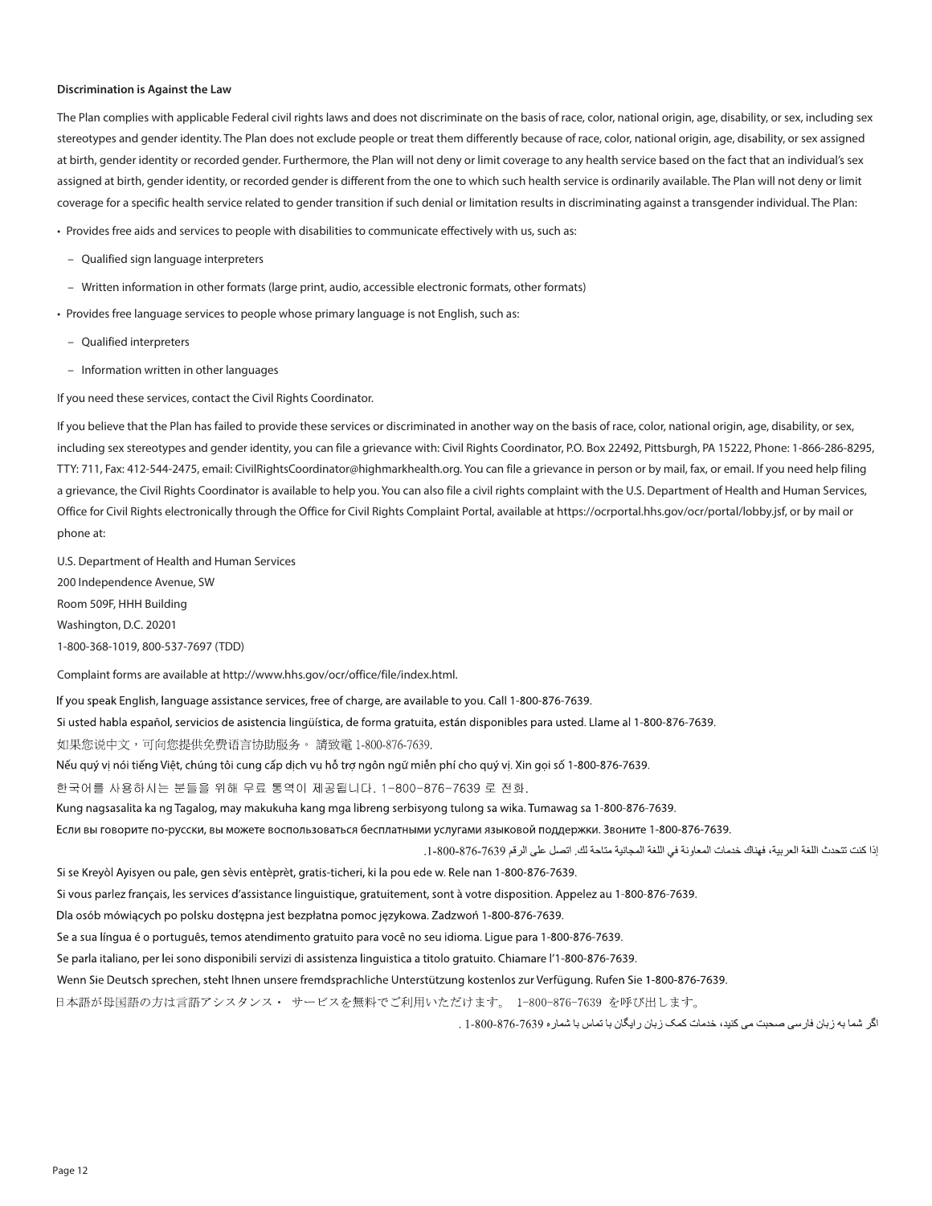**Discrimination is Against the Law**

The Plan complies with applicable Federal civil rights laws and does not discriminate on the basis of race, color, national origin, age, disability, or sex, including sex stereotypes and gender identity. The Plan does not exclude people or treat them differently because of race, color, national origin, age, disability, or sex assigned at birth, gender identity or recorded gender. Furthermore, the Plan will not deny or limit coverage to any health service based on the fact that an individual's sex assigned at birth, gender identity, or recorded gender is different from the one to which such health service is ordinarily available. The Plan will not deny or limit coverage for a specific health service related to gender transition if such denial or limitation results in discriminating against a transgender individual. The Plan:

- Provides free aids and services to people with disabilities to communicate effectively with us, such as:
  - Qualified sign language interpreters
  - Written information in other formats (large print, audio, accessible electronic formats, other formats)
- Provides free language services to people whose primary language is not English, such as:
  - Qualified interpreters
  - Information written in other languages

If you need these services, contact the Civil Rights Coordinator.

If you believe that the Plan has failed to provide these services or discriminated in another way on the basis of race, color, national origin, age, disability, or sex, including sex stereotypes and gender identity, you can file a grievance with: Civil Rights Coordinator, P.O. Box 22492, Pittsburgh, PA 15222, Phone: 1-866-286-8295, TTY: 711, Fax: 412-544-2475, email: CivilRightsCoordinator@highmarkhealth.org. You can file a grievance in person or by mail, fax, or email. If you need help filing a grievance, the Civil Rights Coordinator is available to help you. You can also file a civil rights complaint with the U.S. Department of Health and Human Services, Office for Civil Rights electronically through the Office for Civil Rights Complaint Portal, available at https://ocrportal.hhs.gov/ocr/portal/lobby.jsf, or by mail or phone at:

U.S. Department of Health and Human Services
200 Independence Avenue, SW
Room 509F, HHH Building
Washington, D.C. 20201
1-800-368-1019, 800-537-7697 (TDD)

Complaint forms are available at http://www.hhs.gov/ocr/office/file/index.html.

If you speak English, language assistance services, free of charge, are available to you. Call 1-800-876-7639.
Si usted habla español, servicios de asistencia lingüística, de forma gratuita, están disponibles para usted. Llame al 1-800-876-7639.
如果您说中文，可向您提供免费语言协助服务。 請致電 1-800-876-7639.
Nếu quý vị nói tiếng Việt, chúng tôi cung cấp dịch vụ hỗ trợ ngôn ngữ miễn phí cho quý vị. Xin gọi số 1-800-876-7639.
한국어를 사용하시는 분들을 위해 무료 통역이 제공됩니다. 1-800-876-7639 로 전화.
Kung nagsasalita ka ng Tagalog, may makukuha kang mga libreng serbisyong tulong sa wika. Tumawag sa 1-800-876-7639.
Если вы говорите по-русски, вы можете воспользоваться бесплатными услугами языковой поддержки. Звоните 1-800-876-7639.
إذا كنت تتحدث اللغة العربية، فهناك خدمات المعاونة المجانية في اللغة متاحة لك. اتصل على الرقم 1-800-876-7639.
Si se Kreyòl Ayisyen ou pale, gen sèvis entèprèt, gratis-ticheri, ki la pou ede w. Rele nan 1-800-876-7639.
Si vous parlez français, les services d'assistance linguistique, gratuitement, sont à votre disposition. Appelez au 1-800-876-7639.
Dla osób mówiących po polsku dostępna jest bezpłatna pomoc językowa. Zadzwoń 1-800-876-7639.
Se a sua língua é o português, temos atendimento gratuito para você no seu idioma. Ligue para 1-800-876-7639.
Se parla italiano, per lei sono disponibili servizi di assistenza linguistica a titolo gratuito. Chiamare l'1-800-876-7639.
Wenn Sie Deutsch sprechen, steht Ihnen unsere fremdsprachliche Unterstützung kostenlos zur Verfügung. Rufen Sie 1-800-876-7639.
日本語が母国語の方は言語アシスタンス・ サービスを無料でご利用いただけます。 1-800-876-7639 を呼び出します。
اگر شما به زبان فارسی صحبت می کنید، خدمات کمک زبان رایگان با تماس با شماره 1-800-876-7639 .